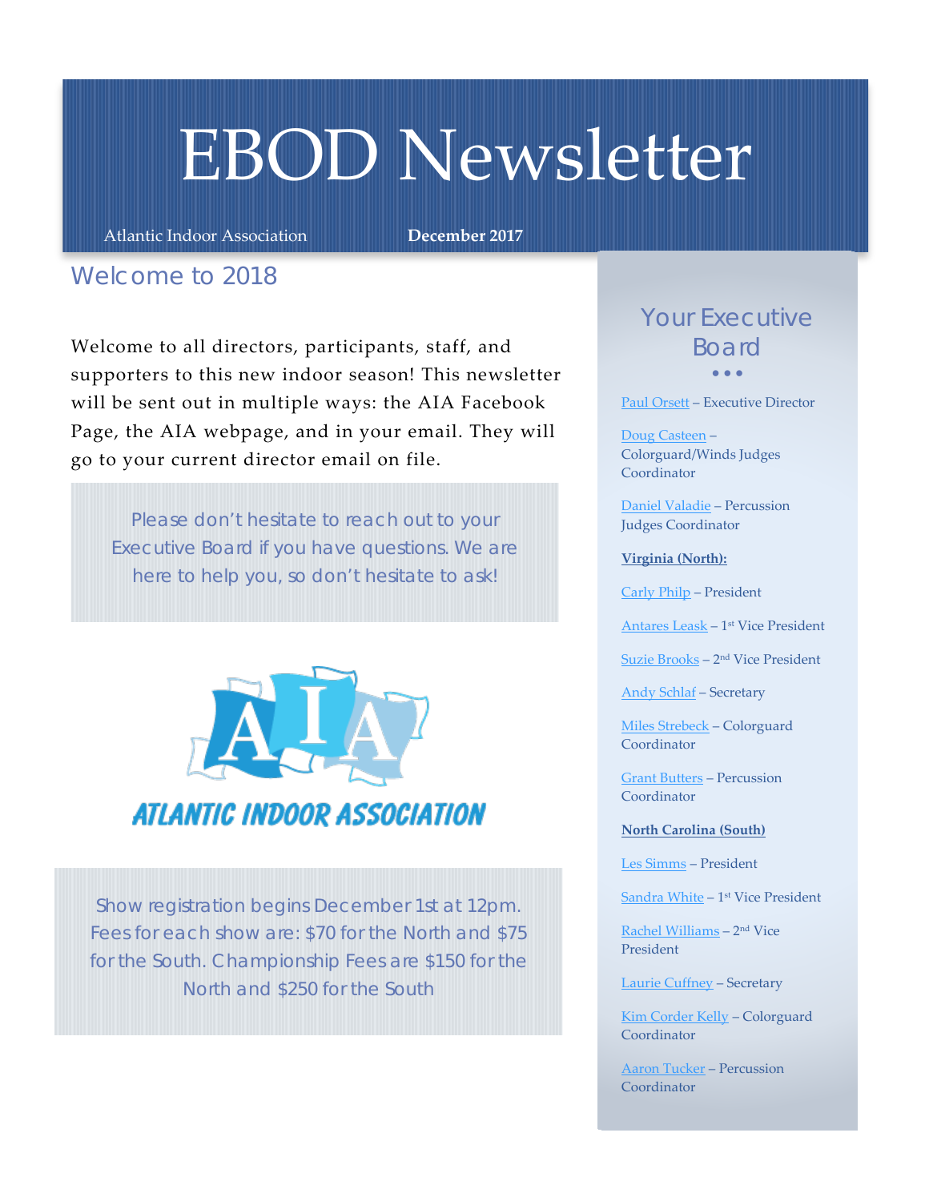# EBOD Newsletter

Atlantic Indoor Association **December 2017**

## Welcome to 2018

Welcome to all directors, participants, staff, and supporters to this new indoor season! This newsletter will be sent out in multiple ways: the AIA Facebook Page, the AIA webpage, and in your email. They will go to your current director email on file.

> Please don't hesitate to reach out to your Executive Board if you have questions. We are here to help you, so don't hesitate to ask!

ATLANTIC INDOOR ASSOCIATION

> Show registration begins December 1st at 12pm. Fees for each show are: $70 for the North and $75 for the South. Championship Fees are $150 for the North and $250 for the South

## Your Executive Board

Paul Orsett – Executive Director

Doug Casteen – Colorguard/Winds Judges Coordinator

Daniel Valadie – Percussion Judges Coordinator

**Virginia (North):**

Carly Philp – President

Antares Leask – 1st Vice President

Suzie Brooks – 2nd Vice President

Andy Schlaf – Secretary

Miles Strebeck – Colorguard Coordinator

Grant Butters – Percussion Coordinator

**North Carolina (South)**

Les Simms – President

Sandra White – 1st Vice President

Rachel Williams – 2nd Vice President

Laurie Cuffney – Secretary

Kim Corder Kelly – Colorguard Coordinator

Aaron Tucker – Percussion Coordinator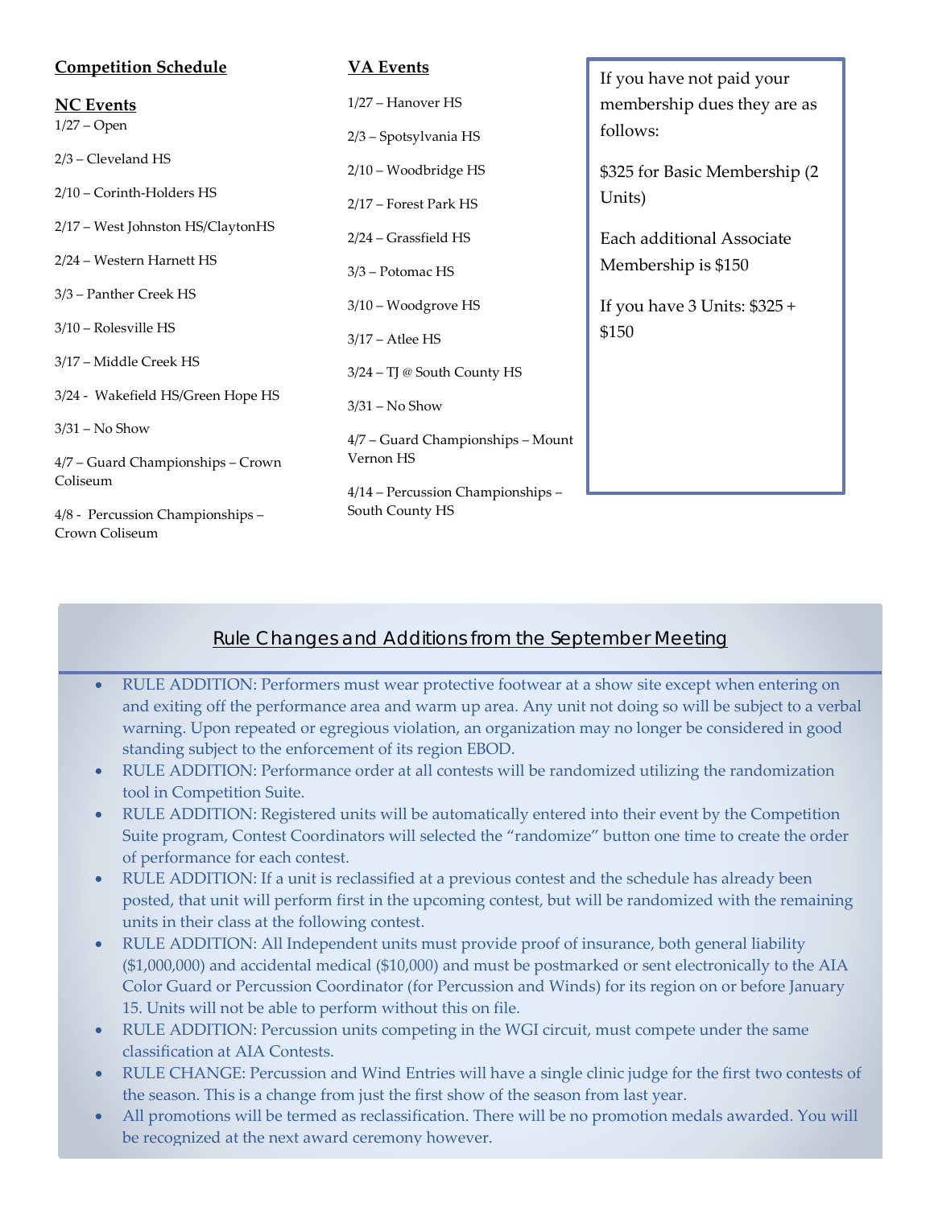## Competition Schedule

### NC Events

1/27 – Open

2/3 – Cleveland HS

2/10 – Corinth-Holders HS

2/17 – West Johnston HS/ClaytonHS

2/24 – Western Harnett HS

3/3 – Panther Creek HS

3/10 – Rolesville HS

3/17 – Middle Creek HS

3/24 - Wakefield HS/Green Hope HS

3/31 – No Show

4/7 – Guard Championships – Crown Coliseum

4/8 - Percussion Championships – Crown Coliseum

### VA Events

1/27 – Hanover HS

2/3 – Spotsylvania HS

2/10 – Woodbridge HS

2/17 – Forest Park HS

2/24 – Grassfield HS

3/3 – Potomac HS

3/10 – Woodgrove HS

3/17 – Atlee HS

3/24 – TJ @ South County HS

3/31 – No Show

4/7 – Guard Championships – Mount Vernon HS

4/14 – Percussion Championships – South County HS

If you have not paid your membership dues they are as follows:

$325 for Basic Membership (2 Units)

Each additional Associate Membership is $150

If you have 3 Units: $325 + $150

## Rule Changes and Additions from the September Meeting

- RULE ADDITION: Performers must wear protective footwear at a show site except when entering on and exiting off the performance area and warm up area. Any unit not doing so will be subject to a verbal warning. Upon repeated or egregious violation, an organization may no longer be considered in good standing subject to the enforcement of its region EBOD.
- RULE ADDITION: Performance order at all contests will be randomized utilizing the randomization tool in Competition Suite.
- RULE ADDITION: Registered units will be automatically entered into their event by the Competition Suite program, Contest Coordinators will selected the "randomize" button one time to create the order of performance for each contest.
- RULE ADDITION: If a unit is reclassified at a previous contest and the schedule has already been posted, that unit will perform first in the upcoming contest, but will be randomized with the remaining units in their class at the following contest.
- RULE ADDITION: All Independent units must provide proof of insurance, both general liability ($1,000,000) and accidental medical ($10,000) and must be postmarked or sent electronically to the AIA Color Guard or Percussion Coordinator (for Percussion and Winds) for its region on or before January 15. Units will not be able to perform without this on file.
- RULE ADDITION: Percussion units competing in the WGI circuit, must compete under the same classification at AIA Contests.
- RULE CHANGE: Percussion and Wind Entries will have a single clinic judge for the first two contests of the season. This is a change from just the first show of the season from last year.
- All promotions will be termed as reclassification. There will be no promotion medals awarded. You will be recognized at the next award ceremony however.